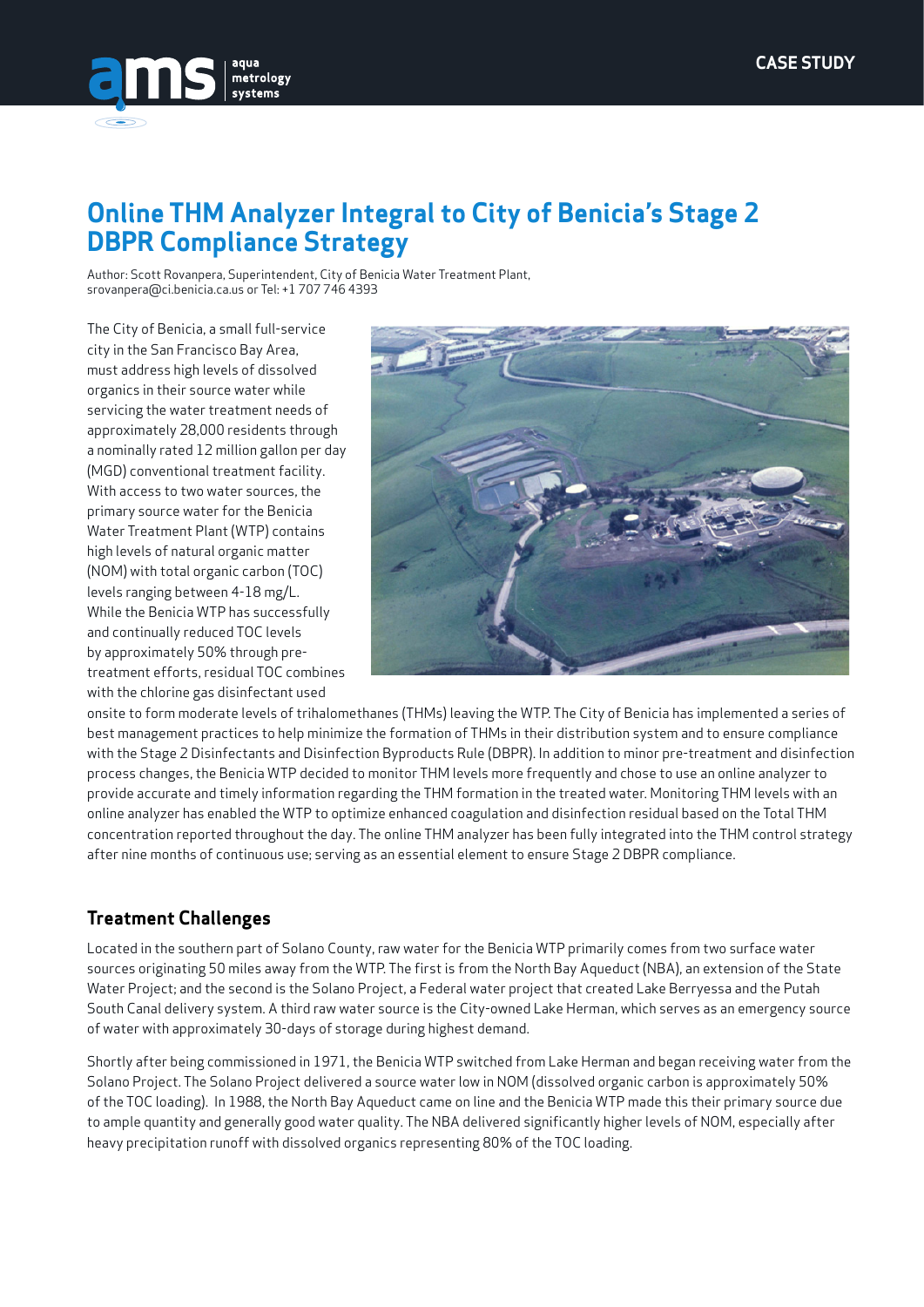CASE STUDY

# Online THM Analyzer Integral to City of Benicia's Stage 2 DBPR Compliance Strategy

Author: Scott Rovanpera, Superintendent, City of Benicia Water Treatment Plant, srovanpera@ci.benicia.ca.us or Tel: +1 707 746 4393

The City of Benicia, a small full-service city in the San Francisco Bay Area, must address high levels of dissolved organics in their source water while servicing the water treatment needs of approximately 28,000 residents through a nominally rated 12 million gallon per day (MGD) conventional treatment facility. With access to two water sources, the primary source water for the Benicia Water Treatment Plant (WTP) contains high levels of natural organic matter (NOM) with total organic carbon (TOC) levels ranging between 4-18 mg/L. While the Benicia WTP has successfully and continually reduced TOC levels by approximately 50% through pre-treatment efforts, residual TOC combines with the chlorine gas disinfectant used onsite to form moderate levels of trihalomethanes (THMs) leaving the WTP. The City of Benicia has implemented a series of best management practices to help minimize the formation of THMs in their distribution system and to ensure compliance with the Stage 2 Disinfectants and Disinfection Byproducts Rule (DBPR). In addition to minor pre-treatment and disinfection process changes, the Benicia WTP decided to monitor THM levels more frequently and chose to use an online analyzer to provide accurate and timely information regarding the THM formation in the treated water. Monitoring THM levels with an online analyzer has enabled the WTP to optimize enhanced coagulation and disinfection residual based on the Total THM concentration reported throughout the day. The online THM analyzer has been fully integrated into the THM control strategy after nine months of continuous use; serving as an essential element to ensure Stage 2 DBPR compliance.

## Treatment Challenges

Located in the southern part of Solano County, raw water for the Benicia WTP primarily comes from two surface water sources originating 50 miles away from the WTP. The first is from the North Bay Aqueduct (NBA), an extension of the State Water Project; and the second is the Solano Project, a Federal water project that created Lake Berryessa and the Putah South Canal delivery system. A third raw water source is the City-owned Lake Herman, which serves as an emergency source of water with approximately 30-days of storage during highest demand.

Shortly after being commissioned in 1971, the Benicia WTP switched from Lake Herman and began receiving water from the Solano Project. The Solano Project delivered a source water low in NOM (dissolved organic carbon is approximately 50% of the TOC loading). In 1988, the North Bay Aqueduct came on line and the Benicia WTP made this their primary source due to ample quantity and generally good water quality. The NBA delivered significantly higher levels of NOM, especially after heavy precipitation runoff with dissolved organics representing 80% of the TOC loading.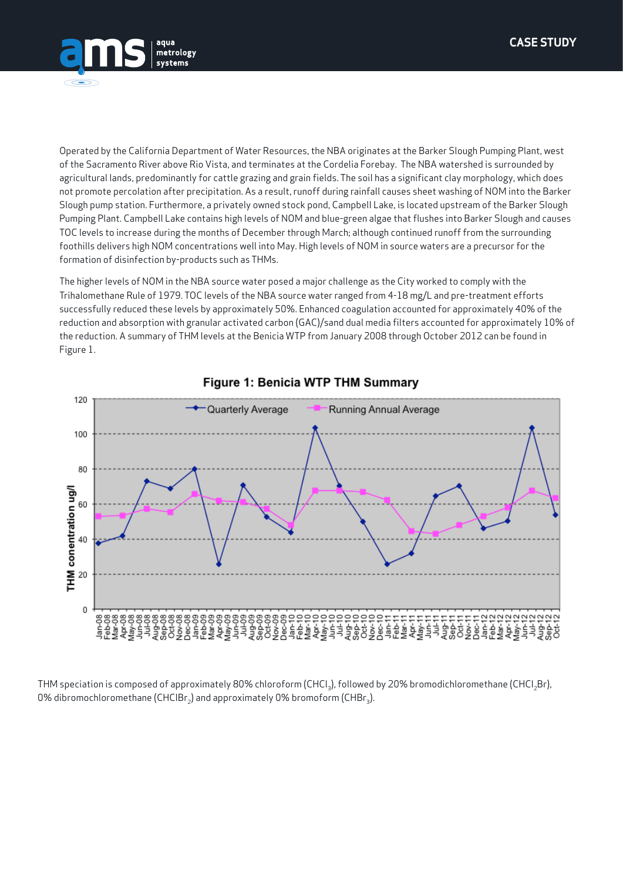Operated by the California Department of Water Resources, the NBA originates at the Barker Slough Pumping Plant, west of the Sacramento River above Rio Vista, and terminates at the Cordelia Forebay. The NBA watershed is surrounded by agricultural lands, predominantly for cattle grazing and grain fields. The soil has a significant clay morphology, which does not promote percolation after precipitation. As a result, runoff during rainfall causes sheet washing of NOM into the Barker Slough pump station. Furthermore, a privately owned stock pond, Campbell Lake, is located upstream of the Barker Slough Pumping Plant. Campbell Lake contains high levels of NOM and blue-green algae that flushes into Barker Slough and causes TOC levels to increase during the months of December through March; although continued runoff from the surrounding foothills delivers high NOM concentrations well into May. High levels of NOM in source waters are a precursor for the formation of disinfection by-products such as THMs.

The higher levels of NOM in the NBA source water posed a major challenge as the City worked to comply with the Trihalomethane Rule of 1979. TOC levels of the NBA source water ranged from 4-18 mg/L and pre-treatment efforts successfully reduced these levels by approximately 50%. Enhanced coagulation accounted for approximately 40% of the reduction and absorption with granular activated carbon (GAC)/sand dual media filters accounted for approximately 10% of the reduction. A summary of THM levels at the Benicia WTP from January 2008 through October 2012 can be found in Figure 1.

**Figure 1: Benicia WTP THM Summary**

THM speciation is composed of approximately 80% chloroform ($CHCl_3$), followed by 20% bromodichloromethane ($CHCl_2Br$), 0% dibromochloromethane ($CHClBr_2$) and approximately 0% bromoform ($CHBr_3$).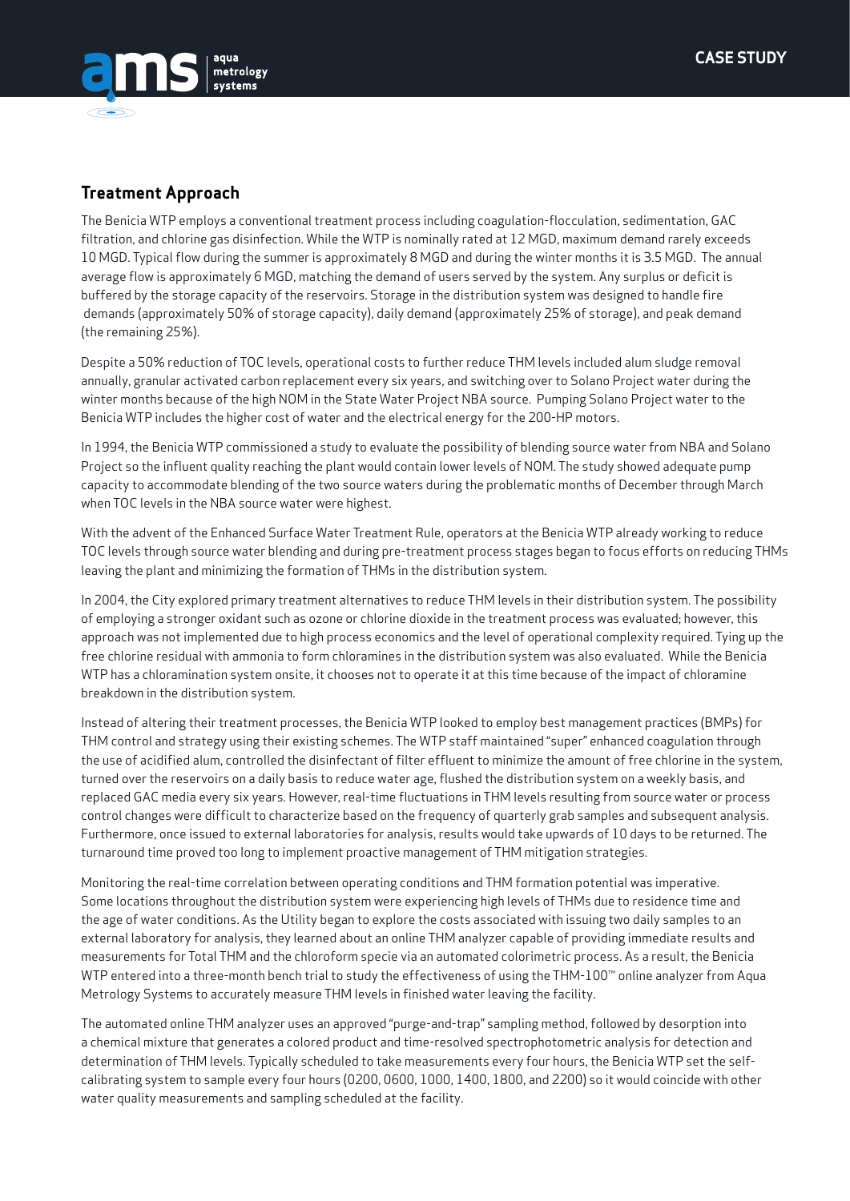## Treatment Approach

The Benicia WTP employs a conventional treatment process including coagulation-flocculation, sedimentation, GAC filtration, and chlorine gas disinfection. While the WTP is nominally rated at 12 MGD, maximum demand rarely exceeds 10 MGD. Typical flow during the summer is approximately 8 MGD and during the winter months it is 3.5 MGD. The annual average flow is approximately 6 MGD, matching the demand of users served by the system. Any surplus or deficit is buffered by the storage capacity of the reservoirs. Storage in the distribution system was designed to handle fire demands (approximately 50% of storage capacity), daily demand (approximately 25% of storage), and peak demand (the remaining 25%).

Despite a 50% reduction of TOC levels, operational costs to further reduce THM levels included alum sludge removal annually, granular activated carbon replacement every six years, and switching over to Solano Project water during the winter months because of the high NOM in the State Water Project NBA source. Pumping Solano Project water to the Benicia WTP includes the higher cost of water and the electrical energy for the 200-HP motors.

In 1994, the Benicia WTP commissioned a study to evaluate the possibility of blending source water from NBA and Solano Project so the influent quality reaching the plant would contain lower levels of NOM. The study showed adequate pump capacity to accommodate blending of the two source waters during the problematic months of December through March when TOC levels in the NBA source water were highest.

With the advent of the Enhanced Surface Water Treatment Rule, operators at the Benicia WTP already working to reduce TOC levels through source water blending and during pre-treatment process stages began to focus efforts on reducing THMs leaving the plant and minimizing the formation of THMs in the distribution system.

In 2004, the City explored primary treatment alternatives to reduce THM levels in their distribution system. The possibility of employing a stronger oxidant such as ozone or chlorine dioxide in the treatment process was evaluated; however, this approach was not implemented due to high process economics and the level of operational complexity required. Tying up the free chlorine residual with ammonia to form chloramines in the distribution system was also evaluated. While the Benicia WTP has a chloramination system onsite, it chooses not to operate it at this time because of the impact of chloramine breakdown in the distribution system.

Instead of altering their treatment processes, the Benicia WTP looked to employ best management practices (BMPs) for THM control and strategy using their existing schemes. The WTP staff maintained "super" enhanced coagulation through the use of acidified alum, controlled the disinfectant of filter effluent to minimize the amount of free chlorine in the system, turned over the reservoirs on a daily basis to reduce water age, flushed the distribution system on a weekly basis, and replaced GAC media every six years. However, real-time fluctuations in THM levels resulting from source water or process control changes were difficult to characterize based on the frequency of quarterly grab samples and subsequent analysis. Furthermore, once issued to external laboratories for analysis, results would take upwards of 10 days to be returned. The turnaround time proved too long to implement proactive management of THM mitigation strategies.

Monitoring the real-time correlation between operating conditions and THM formation potential was imperative. Some locations throughout the distribution system were experiencing high levels of THMs due to residence time and the age of water conditions. As the Utility began to explore the costs associated with issuing two daily samples to an external laboratory for analysis, they learned about an online THM analyzer capable of providing immediate results and measurements for Total THM and the chloroform specie via an automated colorimetric process. As a result, the Benicia WTP entered into a three-month bench trial to study the effectiveness of using the THM-100™ online analyzer from Aqua Metrology Systems to accurately measure THM levels in finished water leaving the facility.

The automated online THM analyzer uses an approved "purge-and-trap" sampling method, followed by desorption into a chemical mixture that generates a colored product and time-resolved spectrophotometric analysis for detection and determination of THM levels. Typically scheduled to take measurements every four hours, the Benicia WTP set the self-calibrating system to sample every four hours (0200, 0600, 1000, 1400, 1800, and 2200) so it would coincide with other water quality measurements and sampling scheduled at the facility.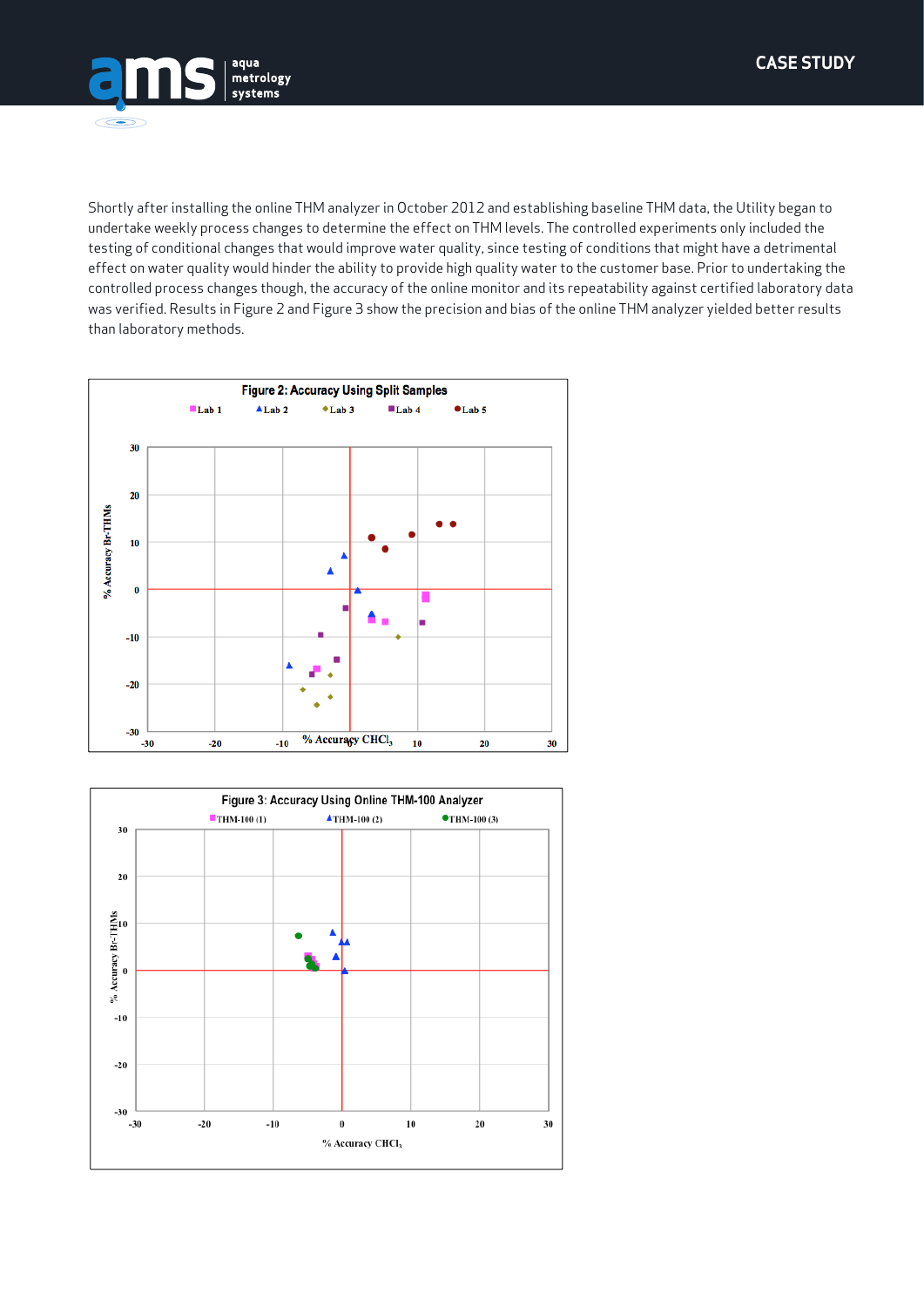Shortly after installing the online THM analyzer in October 2012 and establishing baseline THM data, the Utility began to undertake weekly process changes to determine the effect on THM levels. The controlled experiments only included the testing of conditional changes that would improve water quality, since testing of conditions that might have a detrimental effect on water quality would hinder the ability to provide high quality water to the customer base. Prior to undertaking the controlled process changes though, the accuracy of the online monitor and its repeatability against certified laboratory data was verified. Results in Figure 2 and Figure 3 show the precision and bias of the online THM analyzer yielded better results than laboratory methods.

Figure 2: Accuracy Using Split Samples

Figure 3: Accuracy Using Online THM-100 Analyzer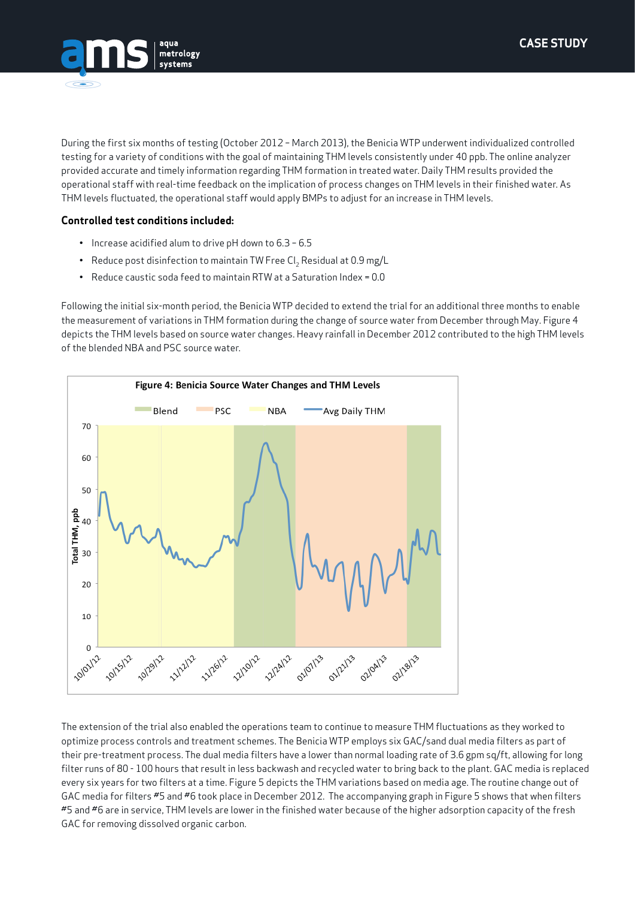During the first six months of testing (October 2012 – March 2013), the Benicia WTP underwent individualized controlled testing for a variety of conditions with the goal of maintaining THM levels consistently under 40 ppb. The online analyzer provided accurate and timely information regarding THM formation in treated water. Daily THM results provided the operational staff with real-time feedback on the implication of process changes on THM levels in their finished water. As THM levels fluctuated, the operational staff would apply BMPs to adjust for an increase in THM levels.

### Controlled test conditions included:

- Increase acidified alum to drive pH down to 6.3 – 6.5
- Reduce post disinfection to maintain TW Free $Cl_2$ Residual at 0.9 mg/L
- Reduce caustic soda feed to maintain RTW at a Saturation Index = 0.0

Following the initial six-month period, the Benicia WTP decided to extend the trial for an additional three months to enable the measurement of variations in THM formation during the change of source water from December through May. Figure 4 depicts the THM levels based on source water changes. Heavy rainfall in December 2012 contributed to the high THM levels of the blended NBA and PSC source water.

**Figure 4: Benicia Source Water Changes and THM Levels**

The extension of the trial also enabled the operations team to continue to measure THM fluctuations as they worked to optimize process controls and treatment schemes. The Benicia WTP employs six GAC/sand dual media filters as part of their pre-treatment process. The dual media filters have a lower than normal loading rate of 3.6 gpm sq/ft, allowing for long filter runs of 80 - 100 hours that result in less backwash and recycled water to bring back to the plant. GAC media is replaced every six years for two filters at a time. Figure 5 depicts the THM variations based on media age. The routine change out of GAC media for filters #5 and #6 took place in December 2012. The accompanying graph in Figure 5 shows that when filters #5 and #6 are in service, THM levels are lower in the finished water because of the higher adsorption capacity of the fresh GAC for removing dissolved organic carbon.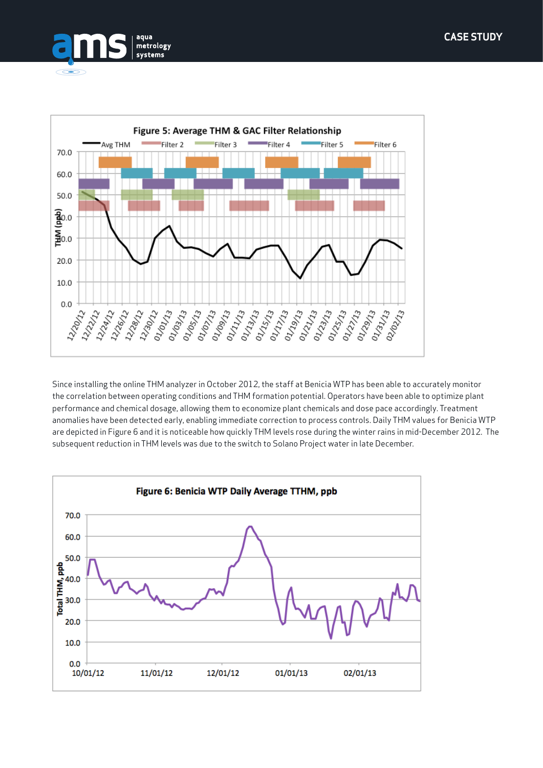**Figure 5: Average THM & GAC Filter Relationship**

Since installing the online THM analyzer in October 2012, the staff at Benicia WTP has been able to accurately monitor the correlation between operating conditions and THM formation potential. Operators have been able to optimize plant performance and chemical dosage, allowing them to economize plant chemicals and dose pace accordingly. Treatment anomalies have been detected early, enabling immediate correction to process controls. Daily THM values for Benicia WTP are depicted in Figure 6 and it is noticeable how quickly THM levels rose during the winter rains in mid-December 2012. The subsequent reduction in THM levels was due to the switch to Solano Project water in late December.

**Figure 6: Benicia WTP Daily Average TTHM, ppb**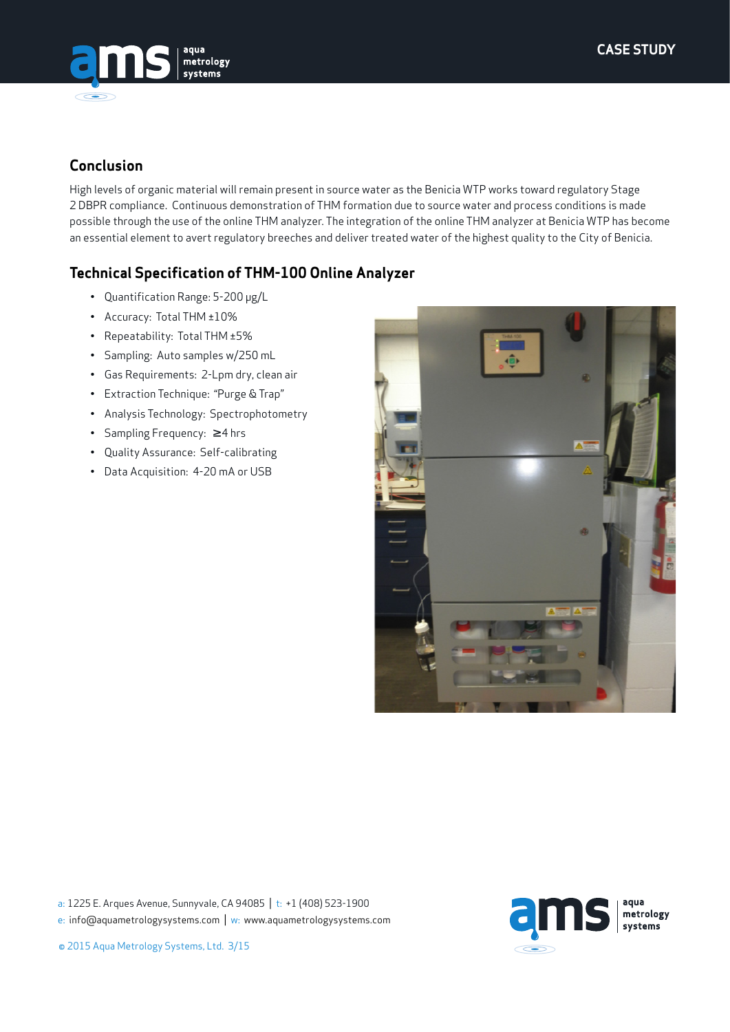## Conclusion

High levels of organic material will remain present in source water as the Benicia WTP works toward regulatory Stage 2 DBPR compliance. Continuous demonstration of THM formation due to source water and process conditions is made possible through the use of the online THM analyzer. The integration of the online THM analyzer at Benicia WTP has become an essential element to avert regulatory breeches and deliver treated water of the highest quality to the City of Benicia.

## Technical Specification of THM-100 Online Analyzer

- Quantification Range: 5-200 μg/L
- Accuracy: Total THM ±10%
- Repeatability: Total THM ±5%
- Sampling: Auto samples w/250 mL
- Gas Requirements: 2-Lpm dry, clean air
- Extraction Technique: "Purge & Trap"
- Analysis Technology: Spectrophotometry
- Sampling Frequency: ≥4 hrs
- Quality Assurance: Self-calibrating
- Data Acquisition: 4-20 mA or USB

a: 1225 E. Arques Avenue, Sunnyvale, CA 94085 | t: +1 (408) 523-1900
e: info@aquametrologysystems.com | w: www.aquametrologysystems.com

© 2015 Aqua Metrology Systems, Ltd. 3/15